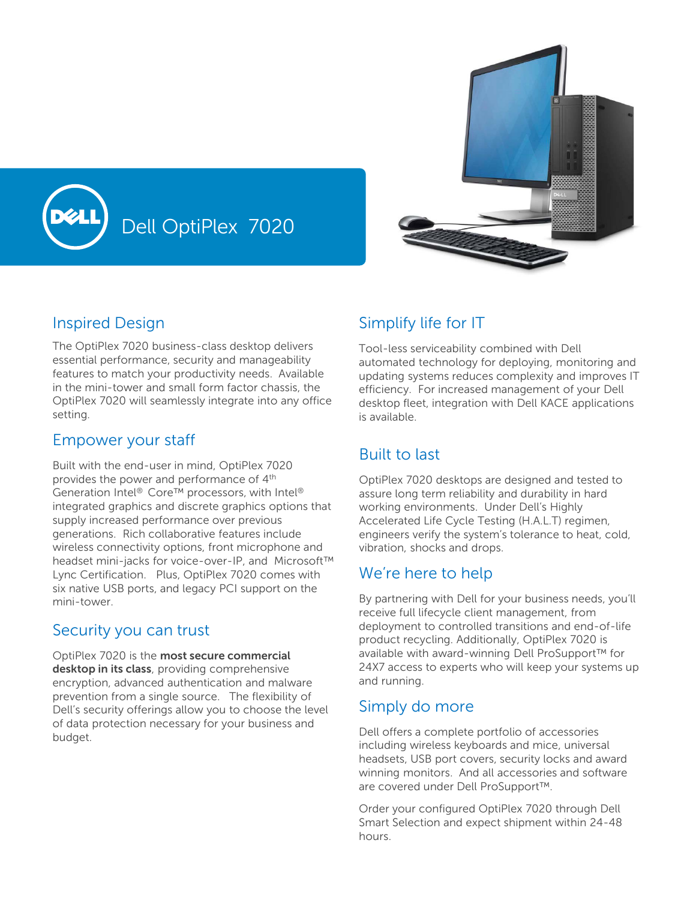# Dell OptiPlex 7020

## Inspired Design

The OptiPlex 7020 business-class desktop delivers essential performance, security and manageability features to match your productivity needs. Available in the mini-tower and small form factor chassis, the OptiPlex 7020 will seamlessly integrate into any office setting.

## Empower your staff

Built with the end-user in mind, OptiPlex 7020 provides the power and performance of 4th Generation Intel® Core™ processors, with Intel® integrated graphics and discrete graphics options that supply increased performance over previous generations. Rich collaborative features include wireless connectivity options, front microphone and headset mini-jacks for voice-over-IP, and Microsoft™ Lync Certification. Plus, OptiPlex 7020 comes with six native USB ports, and legacy PCI support on the mini-tower.

## Security you can trust

OptiPlex 7020 is the **most secure commercial desktop in its class**, providing comprehensive encryption, advanced authentication and malware prevention from a single source. The flexibility of Dell's security offerings allow you to choose the level of data protection necessary for your business and budget.

## Simplify life for IT

Tool-less serviceability combined with Dell automated technology for deploying, monitoring and updating systems reduces complexity and improves IT efficiency. For increased management of your Dell desktop fleet, integration with Dell KACE applications is available.

## Built to last

OptiPlex 7020 desktops are designed and tested to assure long term reliability and durability in hard working environments. Under Dell's Highly Accelerated Life Cycle Testing (H.A.L.T) regimen, engineers verify the system's tolerance to heat, cold, vibration, shocks and drops.

## We're here to help

By partnering with Dell for your business needs, you'll receive full lifecycle client management, from deployment to controlled transitions and end-of-life product recycling. Additionally, OptiPlex 7020 is available with award-winning Dell ProSupport™ for 24X7 access to experts who will keep your systems up and running.

## Simply do more

Dell offers a complete portfolio of accessories including wireless keyboards and mice, universal headsets, USB port covers, security locks and award winning monitors. And all accessories and software are covered under Dell ProSupport™.

Order your configured OptiPlex 7020 through Dell Smart Selection and expect shipment within 24-48 hours.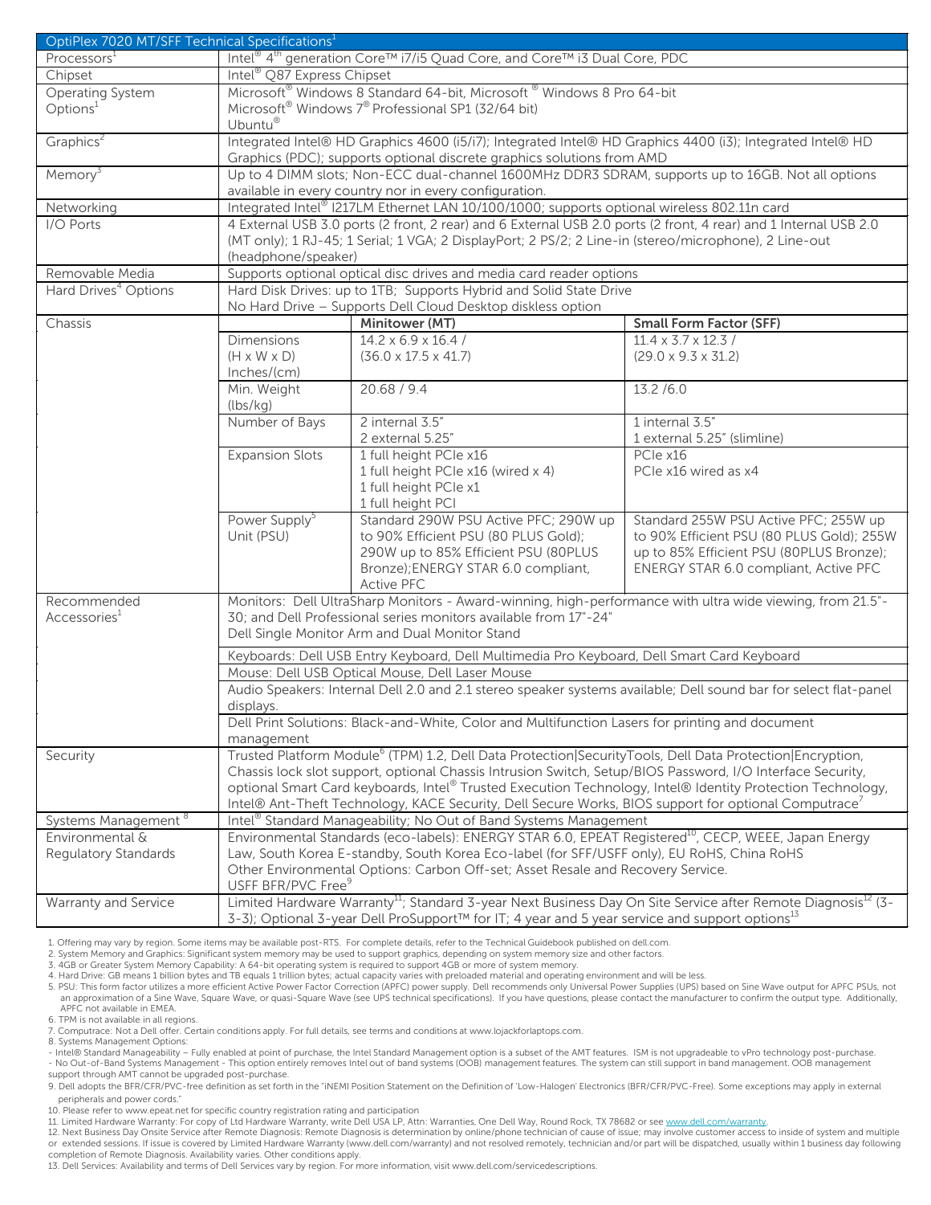| OptiPlex 7020 MT/SFF Technical Specifications[1] | | | |
|---|---|---|---|
| Processors[1] | Intel® 4th generation Core™ i7/i5 Quad Core, and Core™ i3 Dual Core, PDC | | |
| Chipset | Intel® Q87 Express Chipset | | |
| Operating System Options[1] | Microsoft® Windows 8 Standard 64-bit, Microsoft ® Windows 8 Pro 64-bit<br>Microsoft® Windows 7® Professional SP1 (32/64 bit)<br>Ubuntu® | | |
| Graphics[2] | Integrated Intel® HD Graphics 4600 (i5/i7); Integrated Intel® HD Graphics 4400 (i3); Integrated Intel® HD Graphics (PDC); supports optional discrete graphics solutions from AMD | | |
| Memory[3] | Up to 4 DIMM slots; Non-ECC dual-channel 1600MHz DDR3 SDRAM, supports up to 16GB. Not all options available in every country nor in every configuration. | | |
| Networking | Integrated Intel® I217LM Ethernet LAN 10/100/1000; supports optional wireless 802.11n card | | |
| I/O Ports | 4 External USB 3.0 ports (2 front, 2 rear) and 6 External USB 2.0 ports (2 front, 4 rear) and 1 Internal USB 2.0 (MT only); 1 RJ-45; 1 Serial; 1 VGA; 2 DisplayPort; 2 PS/2; 2 Line-in (stereo/microphone), 2 Line-out (headphone/speaker) | | |
| Removable Media | Supports optional optical disc drives and media card reader options | | |
| Hard Drives[4] Options | Hard Disk Drives: up to 1TB; Supports Hybrid and Solid State Drive<br>No Hard Drive – Supports Dell Cloud Desktop diskless option | | |
| Chassis | | **Minitower (MT)** | **Small Form Factor (SFF)** |
| | Dimensions (H x W x D) Inches/(cm) | 14.2 x 6.9 x 16.4 /<br>(36.0 x 17.5 x 41.7) | 11.4 x 3.7 x 12.3 /<br>(29.0 x 9.3 x 31.2) |
| | Min. Weight (lbs/kg) | 20.68 / 9.4 | 13.2 /6.0 |
| | Number of Bays | 2 internal 3.5"<br>2 external 5.25" | 1 internal 3.5"<br>1 external 5.25" (slimline) |
| | Expansion Slots | 1 full height PCIe x16<br>1 full height PCIe x16 (wired x 4)<br>1 full height PCIe x1<br>1 full height PCI | PCIe x16<br>PCIe x16 wired as x4 |
| | Power Supply[5] Unit (PSU) | Standard 290W PSU Active PFC; 290W up to 90% Efficient PSU (80 PLUS Gold); 290W up to 85% Efficient PSU (80PLUS Bronze);ENERGY STAR 6.0 compliant, Active PFC | Standard 255W PSU Active PFC; 255W up to 90% Efficient PSU (80 PLUS Gold); 255W up to 85% Efficient PSU (80PLUS Bronze); ENERGY STAR 6.0 compliant, Active PFC |
| Recommended Accessories[1] | Monitors: Dell UltraSharp Monitors - Award-winning, high-performance with ultra wide viewing, from 21.5"-30; and Dell Professional series monitors available from 17"-24"<br>Dell Single Monitor Arm and Dual Monitor Stand | | |
| | Keyboards: Dell USB Entry Keyboard, Dell Multimedia Pro Keyboard, Dell Smart Card Keyboard | | |
| | Mouse: Dell USB Optical Mouse, Dell Laser Mouse | | |
| | Audio Speakers: Internal Dell 2.0 and 2.1 stereo speaker systems available; Dell sound bar for select flat-panel displays. | | |
| | Dell Print Solutions: Black-and-White, Color and Multifunction Lasers for printing and document management | | |
| Security | Trusted Platform Module[6] (TPM) 1.2, Dell Data Protection\|SecurityTools, Dell Data Protection\|Encryption, Chassis lock slot support, optional Chassis Intrusion Switch, Setup/BIOS Password, I/O Interface Security, optional Smart Card keyboards, Intel® Trusted Execution Technology, Intel® Identity Protection Technology, Intel® Ant-Theft Technology, KACE Security, Dell Secure Works, BIOS support for optional Computrace[7] | | |
| Systems Management [8] | Intel® Standard Manageability; No Out of Band Systems Management | | |
| Environmental & Regulatory Standards | Environmental Standards (eco-labels): ENERGY STAR 6.0, EPEAT Registered[10], CECP, WEEE, Japan Energy Law, South Korea E-standby, South Korea Eco-label (for SFF/USFF only), EU RoHS, China RoHS<br>Other Environmental Options: Carbon Off-set; Asset Resale and Recovery Service.<br>USFF BFR/PVC Free[9] | | |
| Warranty and Service | Limited Hardware Warranty[11]; Standard 3-year Next Business Day On Site Service after Remote Diagnosis[12] (3-3-3); Optional 3-year Dell ProSupport™ for IT; 4 year and 5 year service and support options[13] | | |

1. Offering may vary by region. Some items may be available post-RTS. For complete details, refer to the Technical Guidebook published on dell.com.
2. System Memory and Graphics: Significant system memory may be used to support graphics, depending on system memory size and other factors.
3. 4GB or Greater System Memory Capability: A 64-bit operating system is required to support 4GB or more of system memory.
4. Hard Drive: GB means 1 billion bytes and TB equals 1 trillion bytes; actual capacity varies with preloaded material and operating environment and will be less.
5. PSU: This form factor utilizes a more efficient Active Power Factor Correction (APFC) power supply. Dell recommends only Universal Power Supplies (UPS) based on Sine Wave output for APFC PSUs, not an approximation of a Sine Wave, Square Wave, or quasi-Square Wave (see UPS technical specifications). If you have questions, please contact the manufacturer to confirm the output type. Additionally, APFC not available in EMEA.
6. TPM is not available in all regions.
7. Computrace: Not a Dell offer. Certain conditions apply. For full details, see terms and conditions at www.lojackforlaptops.com.
8. Systems Management Options:
- Intel® Standard Manageability – Fully enabled at point of purchase, the Intel Standard Management option is a subset of the AMT features. ISM is not upgradeable to vPro technology post-purchase.
- No Out-of-Band Systems Management - This option entirely removes Intel out of band systems (OOB) management features. The system can still support in band management. OOB management support through AMT cannot be upgraded post-purchase.
9. Dell adopts the BFR/CFR/PVC-free definition as set forth in the "iNEMI Position Statement on the Definition of 'Low-Halogen' Electronics (BFR/CFR/PVC-Free). Some exceptions may apply in external peripherals and power cords."
10. Please refer to www.epeat.net for specific country registration rating and participation
11. Limited Hardware Warranty: For copy of Ltd Hardware Warranty, write Dell USA LP, Attn: Warranties, One Dell Way, Round Rock, TX 78682 or see www.dell.com/warranty.
12. Next Business Day Onsite Service after Remote Diagnosis: Remote Diagnosis is determination by online/phone technician of cause of issue; may involve customer access to inside of system and multiple or extended sessions. If issue is covered by Limited Hardware Warranty (www.dell.com/warranty) and not resolved remotely, technician and/or part will be dispatched, usually within 1 business day following completion of Remote Diagnosis. Availability varies. Other conditions apply.
13. Dell Services: Availability and terms of Dell Services vary by region. For more information, visit www.dell.com/servicedescriptions.